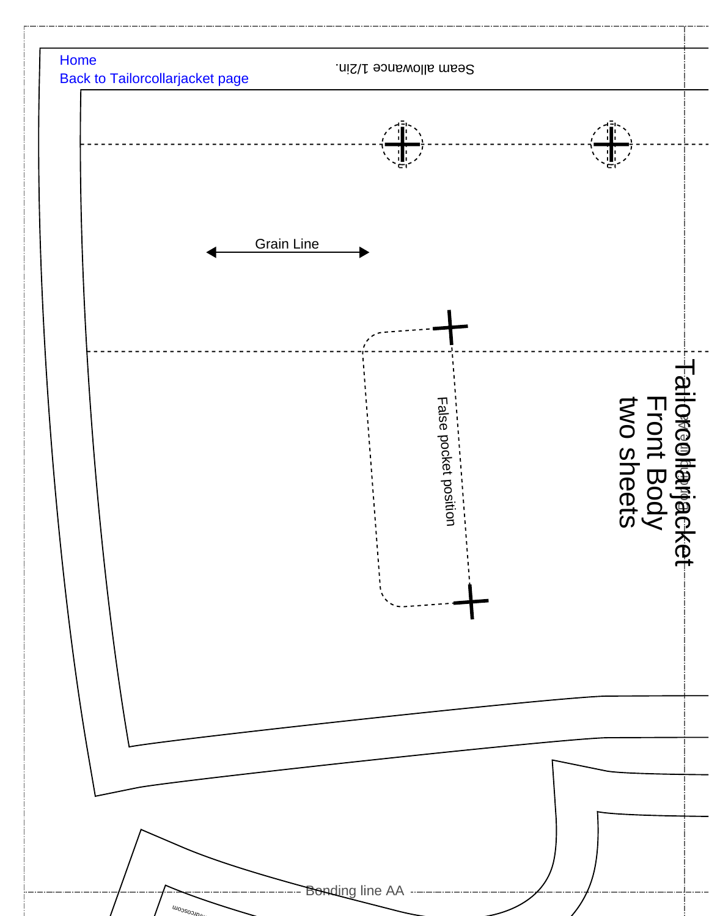Home

Back to Tailorcollarjacket page

Seam allowance 1/2in.

Grain Line

False pocket position

Tailorcollarjacket
Front Body
two sheets

Bonding line AA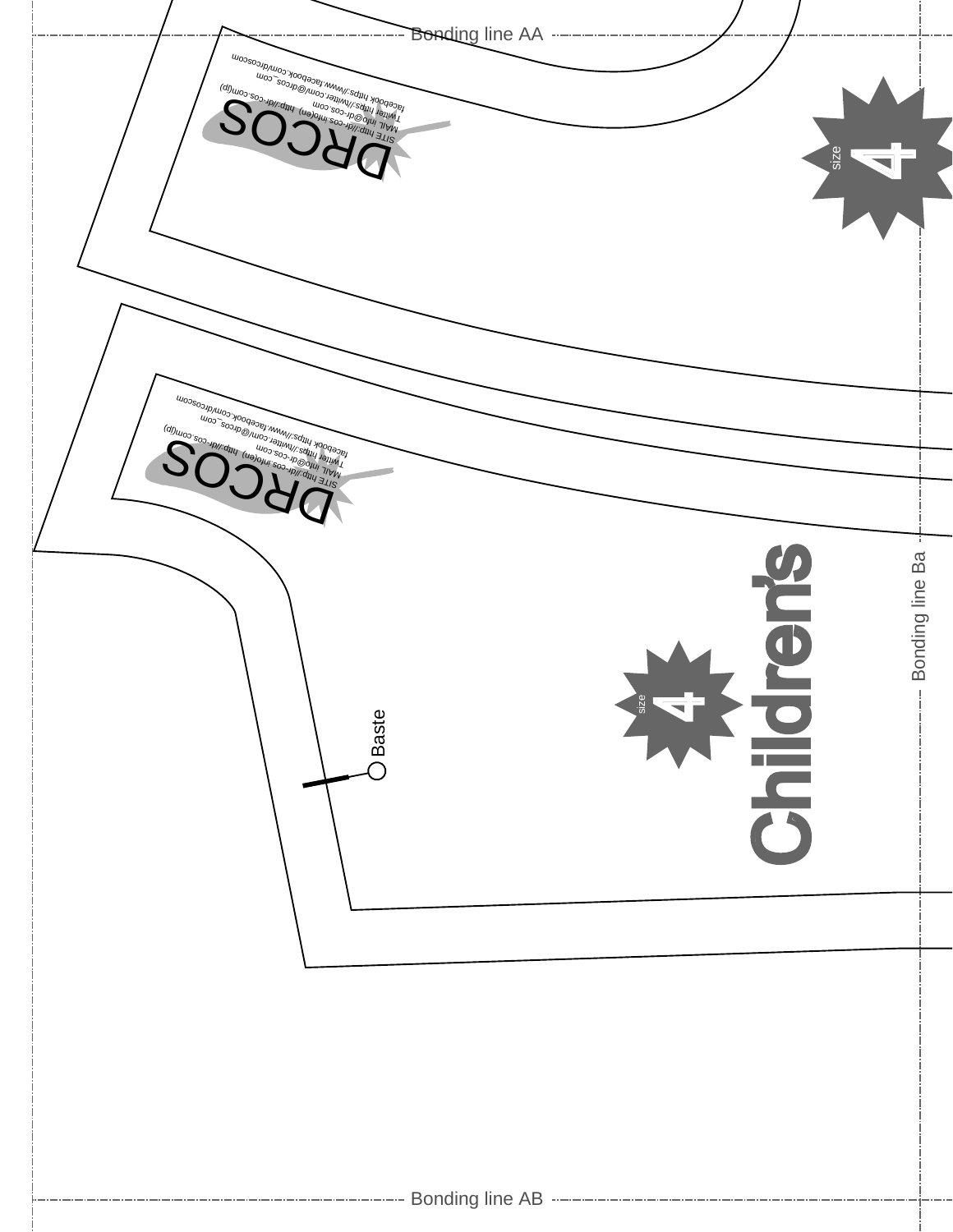Bonding line AA

DRCOS

SITE http://dr-cos.info(en) http://dr-cos.com(jp)
MAIL info@dr-cos.com
Twitter https://twitter.com/@drcos_com
facebook https://www.facebook.com/drcoscom

size 4

DRCOS

SITE http://dr-cos.info(en) http://dr-cos.com(jp)
MAIL info@dr-cos.com
Twitter https://twitter.com/@drcos_com
facebook https://www.facebook.com/drcoscom

Children's

size 4

Baste

Bonding line Ba

Bonding line AB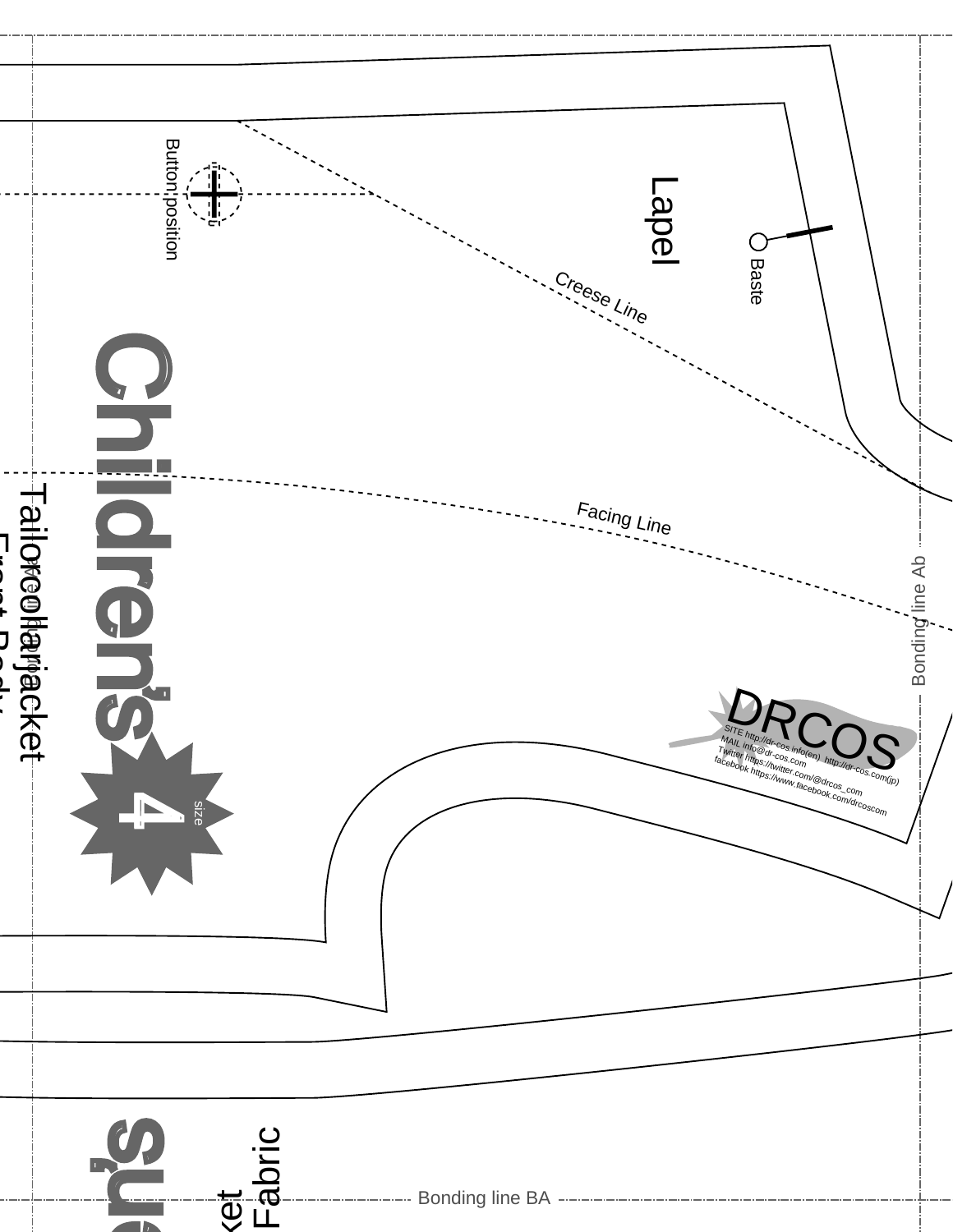Lapel

Button position

Baste

Creese Line

Facing Line

Children's

4 size

Tailorcollarjacket

Front Body

Bonding line Ab

Bonding line BA

DRCOS

SITE http://dr-cos.info(en) http://dr-cos.com(jp)
MAIL info@dr-cos.com
Twitter https://twitter.com/@drcos_com
facebook https://www.facebook.com/drcoscom

Fabric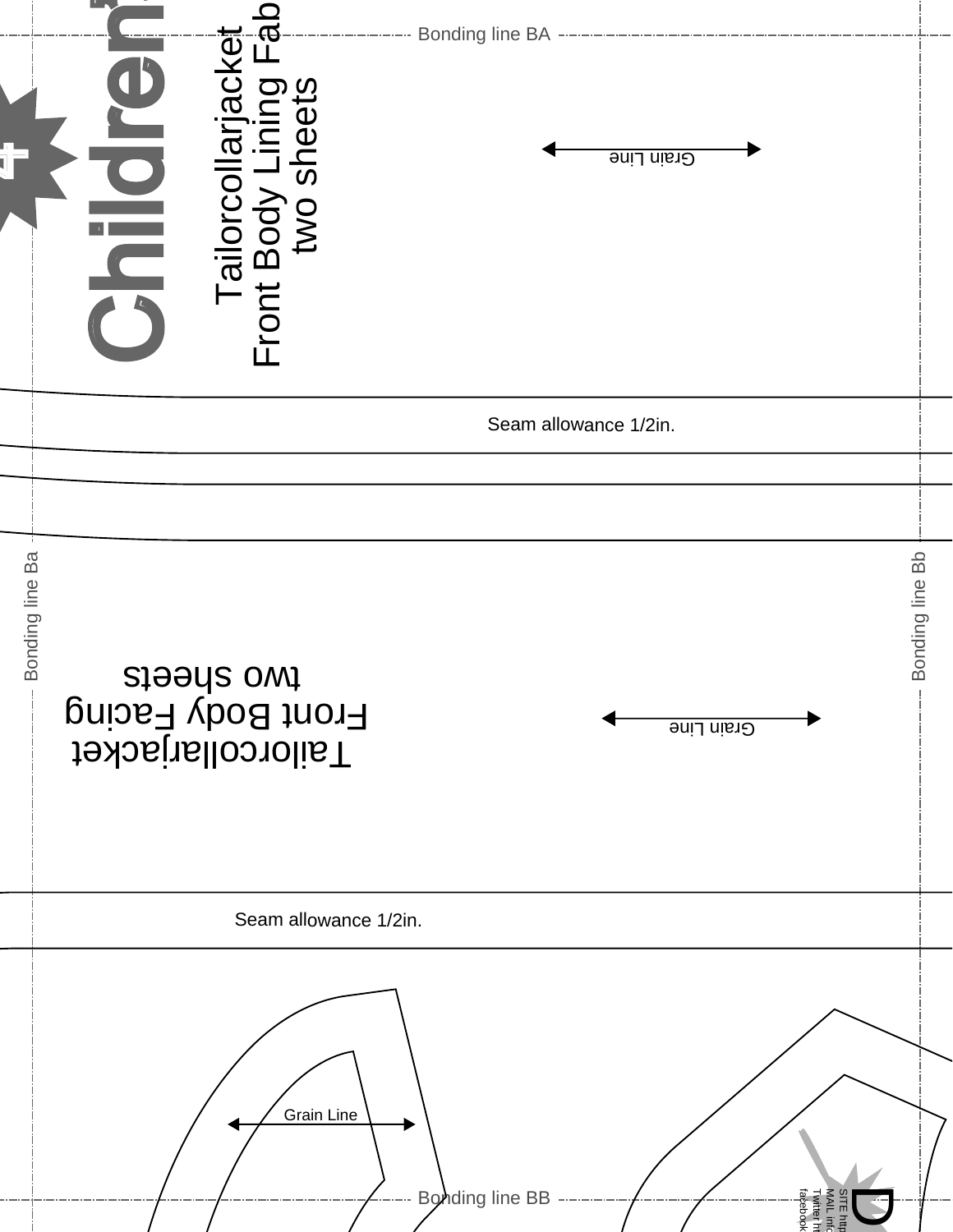Bonding line BA

Children's

Tailorcollarjacket
Front Body Lining Fab
two sheets

Grain Line

Seam allowance 1/2in.

Bonding line Ba

Bonding line Bb

Tailorcollarjacket
Front Body Facing
two sheets

Grain Line

Seam allowance 1/2in.

Grain Line

Bonding line BB

SITE http
MAIL info
Twitter ht
facebook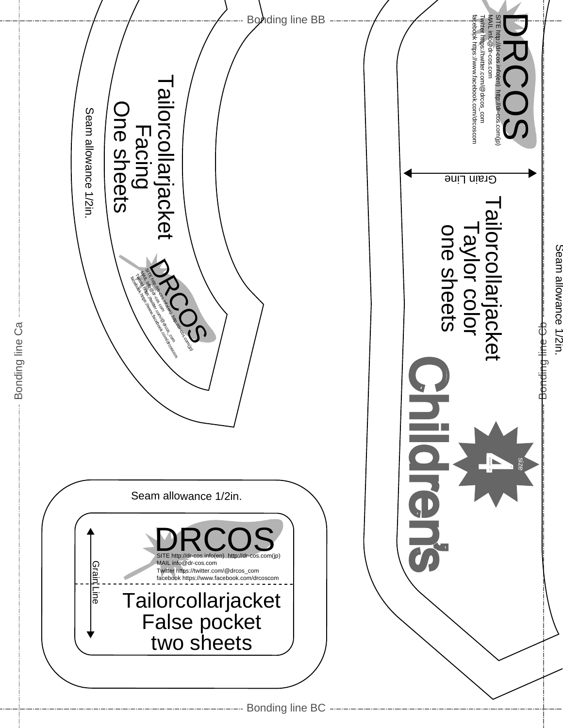Bonding line BB

DRCOS
SITE http://dr-cos.info(en) http://dr-cos.com(jp)
MAIL info@dr-cos.com
Twitter https://twitter.com/@drcos_com
facebook https://www.facebook.com/drcoscom

Grain Line

Tailorcollarjacket
Taylor color
one sheets

Children's

size 4

Seam allowance 1/2in.

Bonding line Cb

Tailorcollarjacket
Facing
One sheets

Seam allowance 1/2in.

DRCOS
SITE http://dr-cos.info(en) http://dr-cos.com(jp)
MAIL info@dr-cos.com
Twitter https://twitter.com/@drcos_com
facebook https://www.facebook.com/drcoscom

Bonding line Ca

Seam allowance 1/2in.

DRCOS
SITE http://dr-cos.info(en) http://dr-cos.com(jp)
MAIL info@dr-cos.com
Twitter https://twitter.com/@drcos_com
facebook https://www.facebook.com/drcoscom

Grain Line

Tailorcollarjacket
False pocket
two sheets

Bonding line BC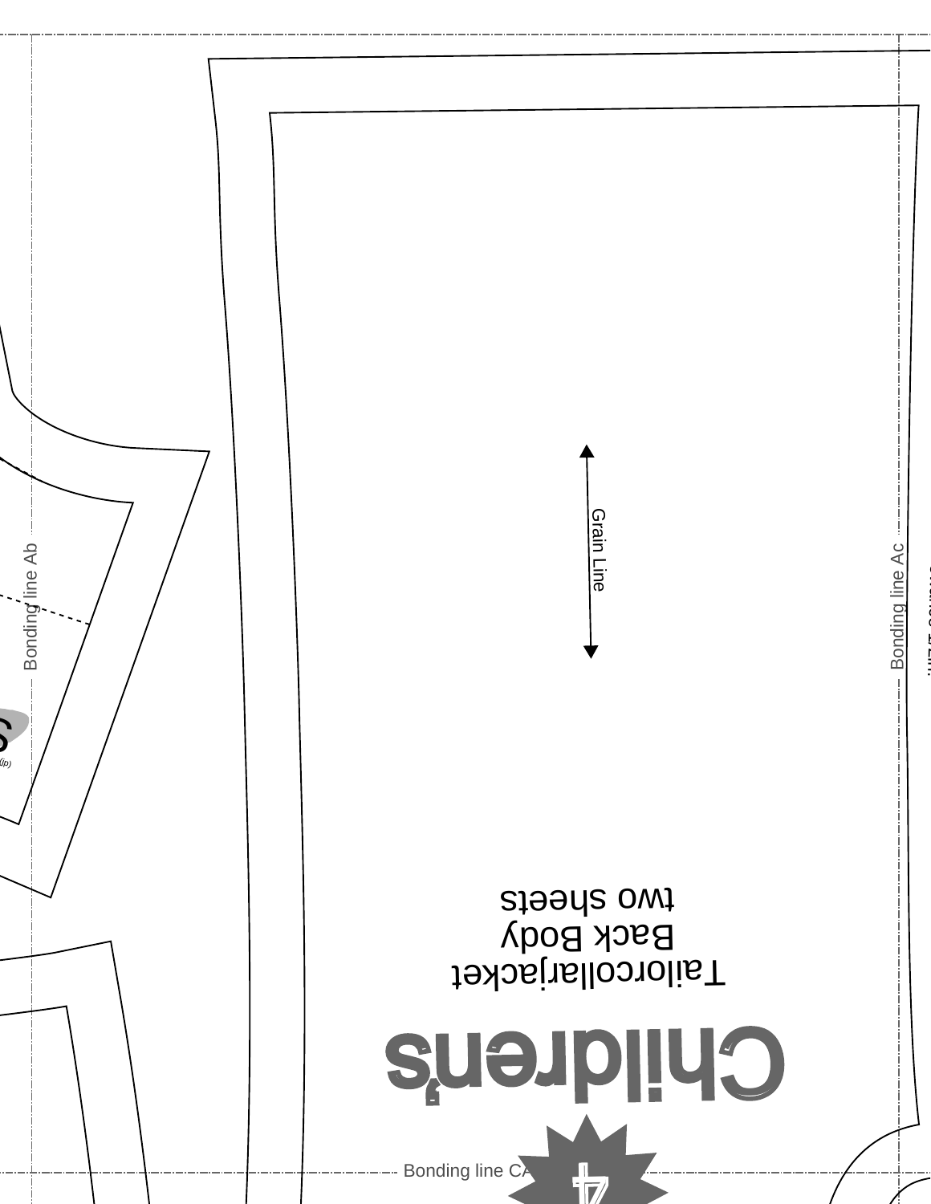Bonding line Ab

Bonding line Ac

Bonding line CA

Grain Line

Children's

Tailorcollarjacket
Back Body
two sheets

4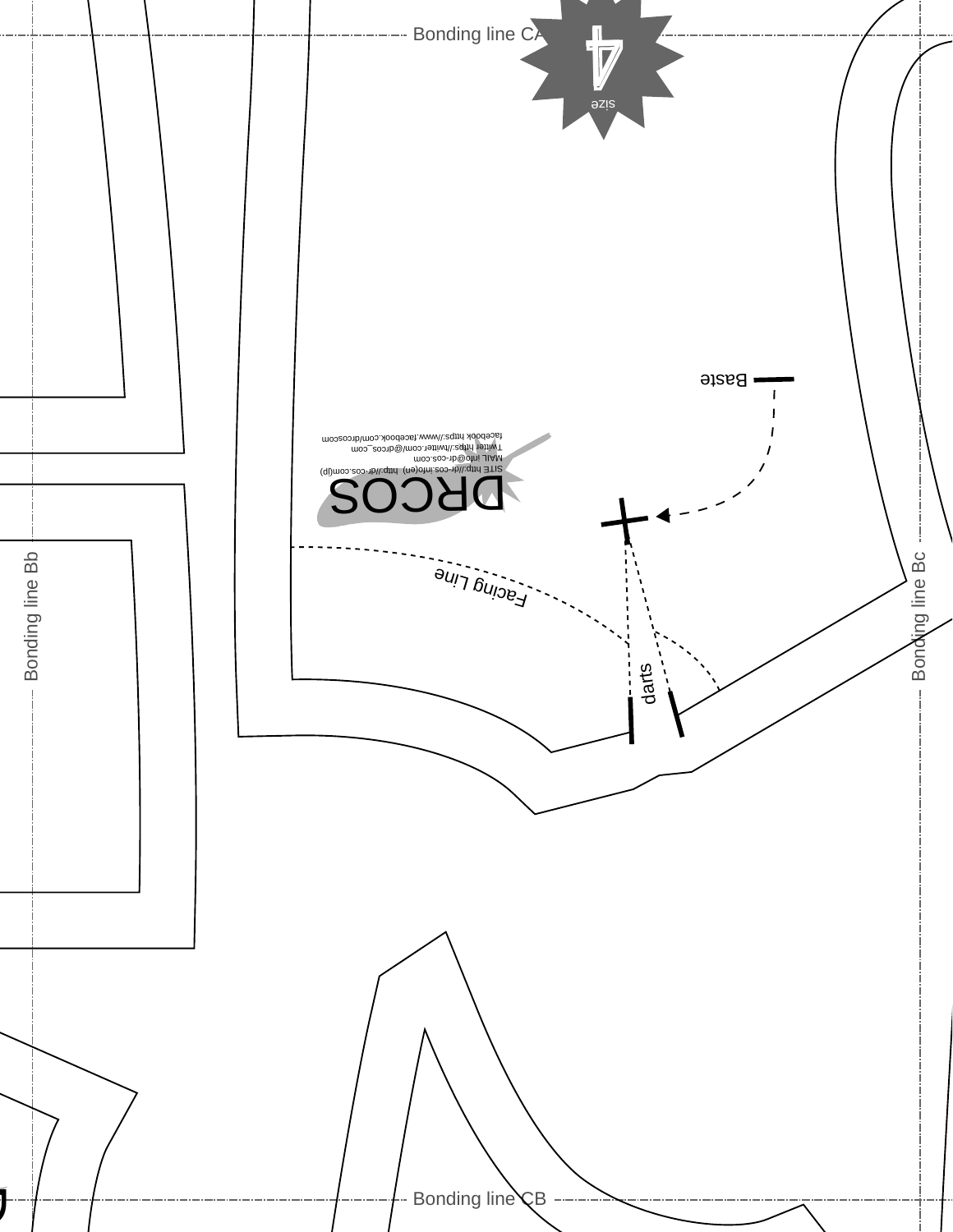Bonding line CA

size

4

Baste

DRCOS

SITE http://dr-cos.info(en) http://dr-cos.com(jp)
MAIL info@dr-cos.com
Twitter https://twitter.com/@drcos_com
facebook https://www.facebook.com/drcoscom

Facing Line

darts

Bonding line Bb

Bonding line Bc

Bonding line CB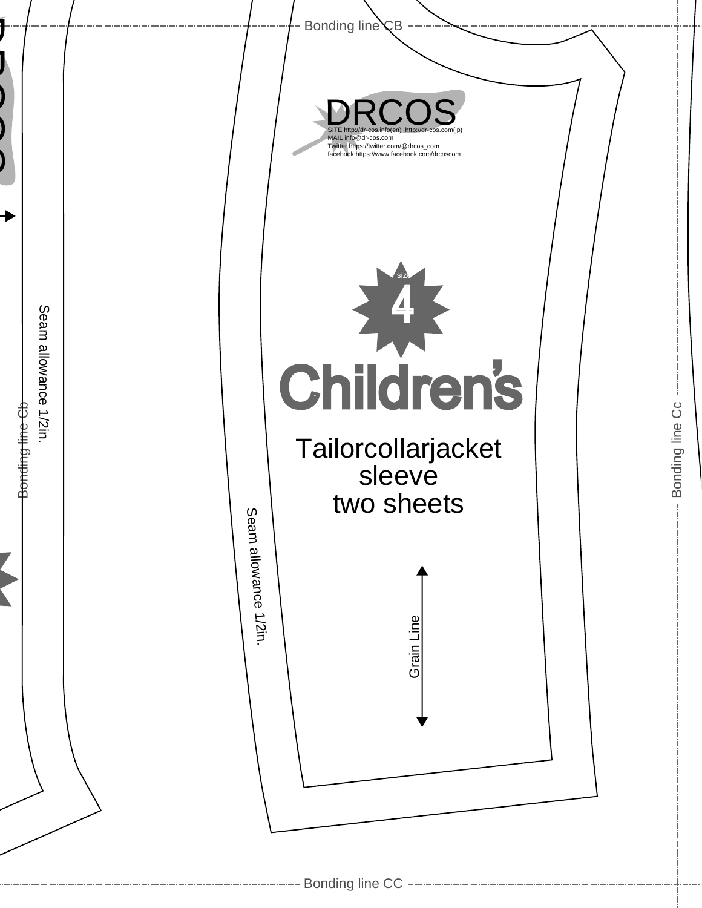Bonding line CB

DRCOS

SITE http://dr-cos.info(en) http://dr-cos.com(jp)
MAIL info@dr-cos.com
Twitter https://twitter.com/@drcos_com
facebook https://www.facebook.com/drcoscom

size 4

Children's

Tailorcollarjacket
sleeve
two sheets

Seam allowance 1/2in.

Seam allowance 1/2in.

Grain Line

Bonding line Cb

Bonding line Cc

Bonding line CC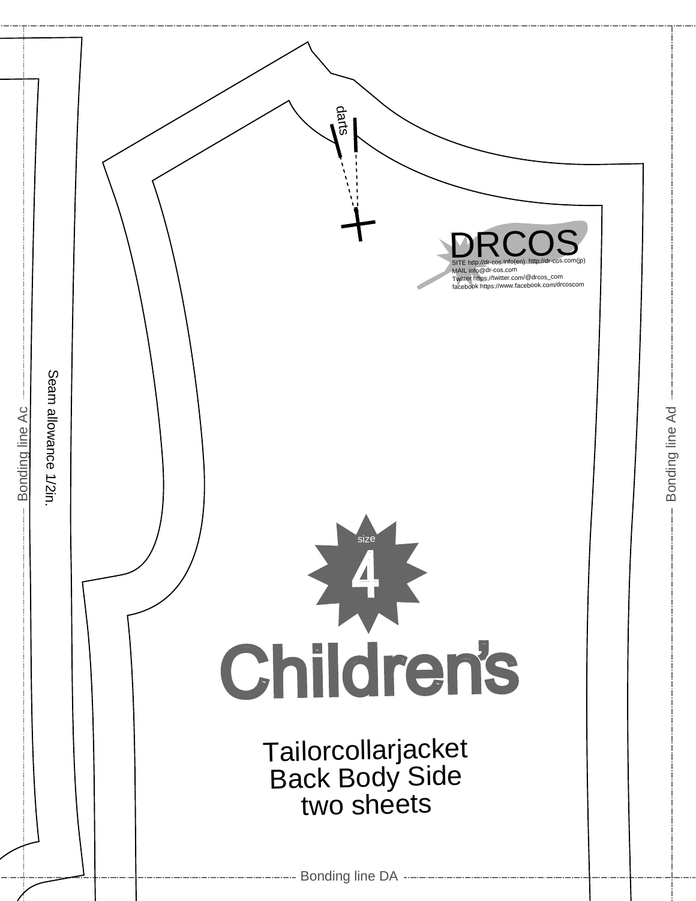darts

DRCOS

SITE http://dr-cos.info(en) http://dr-cos.com(jp)
MAIL info@dr-cos.com
Twitter https://twitter.com/@drcos_com
facebook https://www.facebook.com/drcoscom

Bonding line Ac

Seam allowance 1/2in.

Bonding line Ad

size

4

Children's

Tailorcollarjacket
Back Body Side
two sheets

Bonding line DA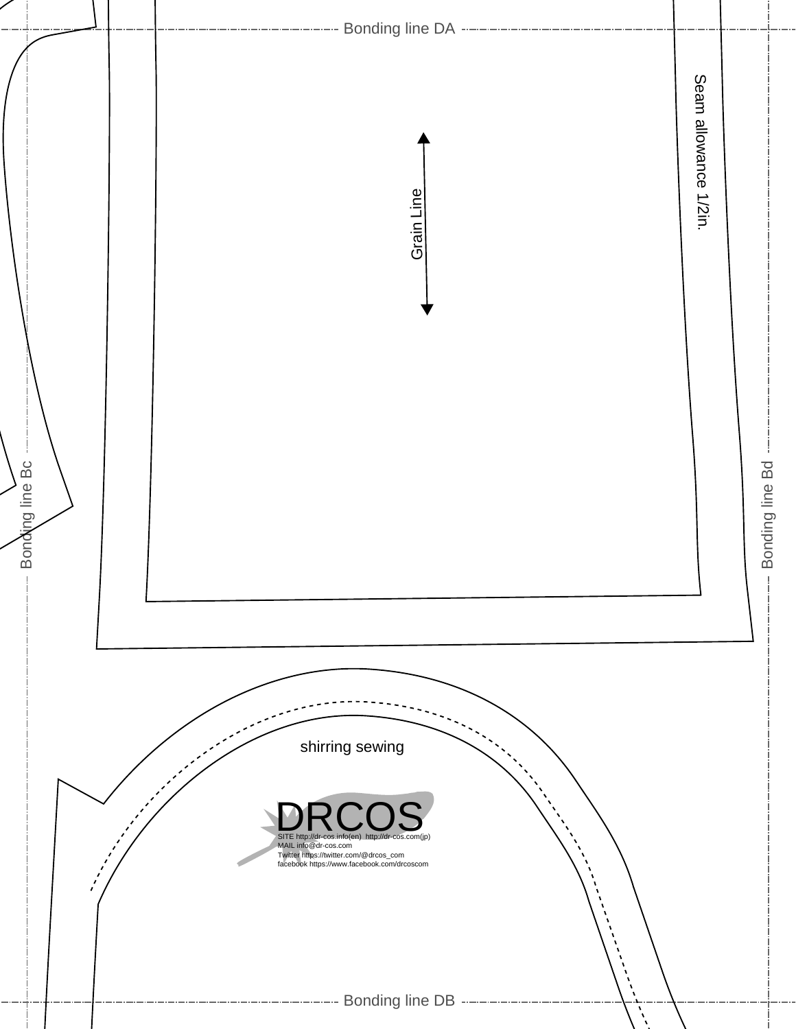Bonding line DA

Seam allowance 1/2in.

Grain Line

Bonding line Bc

Bonding line Bd

shirring sewing

DRCOS

SITE http://dr-cos.info(en) http://dr-cos.com(jp)
MAIL info@dr-cos.com
Twitter https://twitter.com/@drcos_com
facebook https://www.facebook.com/drcoscom

Bonding line DB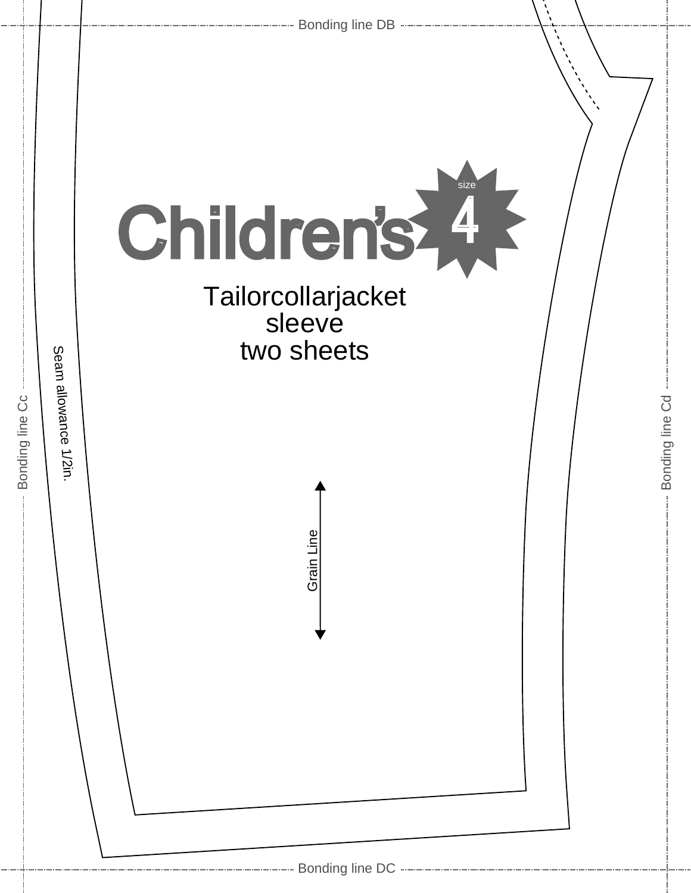Bonding line DB

Children's

size 4

Tailorcollarjacket
sleeve
two sheets

Seam allowance 1/2in.

Bonding line Cc

Bonding line Cd

Grain Line

Bonding line DC